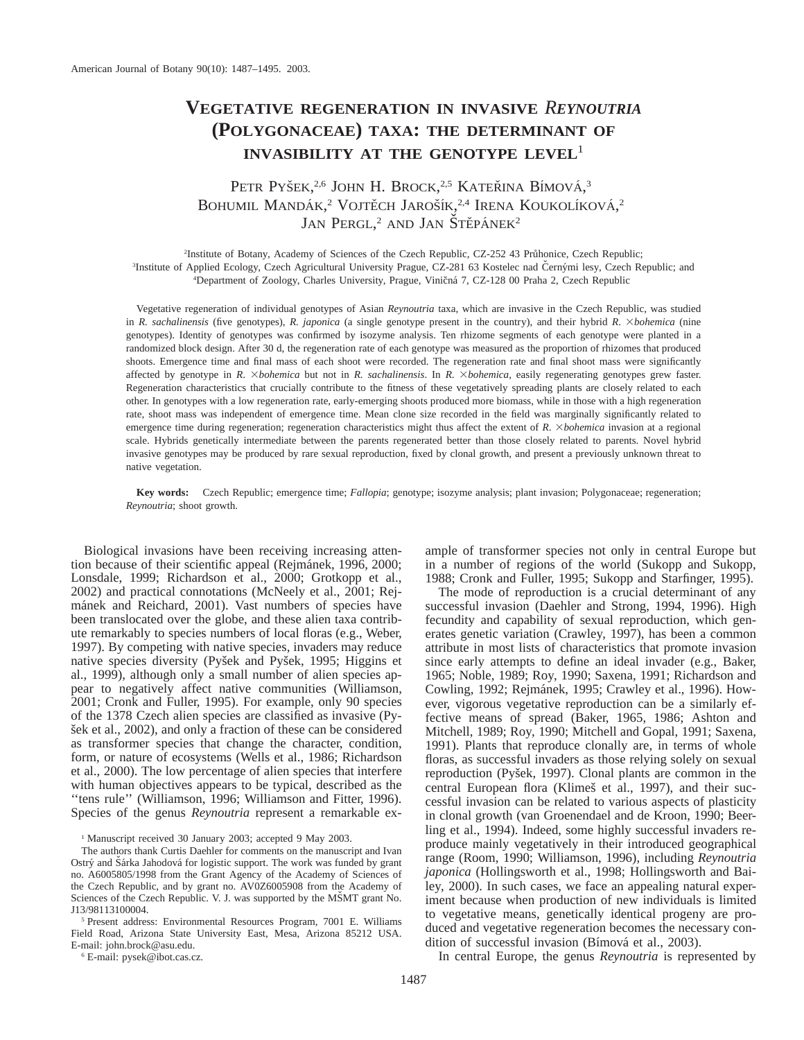# Vegetative regeneration in invasive *Reynoutria* (Polygonaceae) taxa: the determinant of invasibility at the genotype level[1]

Petr Pyšek,[2,6] John H. Brock,[2,5] Kateřina Bímová,[3] Bohumil Mandák,[2] Vojtěch Jarošík,[2,4] Irena Koukolíková,[2] Jan Pergl,[2] and Jan Štěpánek[2]

[2]Institute of Botany, Academy of Sciences of the Czech Republic, CZ-252 43 Průhonice, Czech Republic;
[3]Institute of Applied Ecology, Czech Agricultural University Prague, CZ-281 63 Kostelec nad Černými lesy, Czech Republic; and
[4]Department of Zoology, Charles University, Prague, Viničná 7, CZ-128 00 Praha 2, Czech Republic

Vegetative regeneration of individual genotypes of Asian *Reynoutria* taxa, which are invasive in the Czech Republic, was studied in *R. sachalinensis* (five genotypes), *R. japonica* (a single genotype present in the country), and their hybrid *R.* ×*bohemica* (nine genotypes). Identity of genotypes was confirmed by isozyme analysis. Ten rhizome segments of each genotype were planted in a randomized block design. After 30 d, the regeneration rate of each genotype was measured as the proportion of rhizomes that produced shoots. Emergence time and final mass of each shoot were recorded. The regeneration rate and final shoot mass were significantly affected by genotype in *R.* ×*bohemica* but not in *R. sachalinensis*. In *R.* ×*bohemica*, easily regenerating genotypes grew faster. Regeneration characteristics that crucially contribute to the fitness of these vegetatively spreading plants are closely related to each other. In genotypes with a low regeneration rate, early-emerging shoots produced more biomass, while in those with a high regeneration rate, shoot mass was independent of emergence time. Mean clone size recorded in the field was marginally significantly related to emergence time during regeneration; regeneration characteristics might thus affect the extent of *R.* ×*bohemica* invasion at a regional scale. Hybrids genetically intermediate between the parents regenerated better than those closely related to parents. Novel hybrid invasive genotypes may be produced by rare sexual reproduction, fixed by clonal growth, and present a previously unknown threat to native vegetation.

**Key words:** Czech Republic; emergence time; *Fallopia*; genotype; isozyme analysis; plant invasion; Polygonaceae; regeneration; *Reynoutria*; shoot growth.

Biological invasions have been receiving increasing attention because of their scientific appeal (Rejmánek, 1996, 2000; Lonsdale, 1999; Richardson et al., 2000; Grotkopp et al., 2002) and practical connotations (McNeely et al., 2001; Rejmánek and Reichard, 2001). Vast numbers of species have been translocated over the globe, and these alien taxa contribute remarkably to species numbers of local floras (e.g., Weber, 1997). By competing with native species, invaders may reduce native species diversity (Pyšek and Pyšek, 1995; Higgins et al., 1999), although only a small number of alien species appear to negatively affect native communities (Williamson, 2001; Cronk and Fuller, 1995). For example, only 90 species of the 1378 Czech alien species are classified as invasive (Pyšek et al., 2002), and only a fraction of these can be considered as transformer species that change the character, condition, form, or nature of ecosystems (Wells et al., 1986; Richardson et al., 2000). The low percentage of alien species that interfere with human objectives appears to be typical, described as the ''tens rule'' (Williamson, 1996; Williamson and Fitter, 1996). Species of the genus *Reynoutria* represent a remarkable example of transformer species not only in central Europe but in a number of regions of the world (Sukopp and Sukopp, 1988; Cronk and Fuller, 1995; Sukopp and Starfinger, 1995).

The mode of reproduction is a crucial determinant of any successful invasion (Daehler and Strong, 1994, 1996). High fecundity and capability of sexual reproduction, which generates genetic variation (Crawley, 1997), has been a common attribute in most lists of characteristics that promote invasion since early attempts to define an ideal invader (e.g., Baker, 1965; Noble, 1989; Roy, 1990; Saxena, 1991; Richardson and Cowling, 1992; Rejmánek, 1995; Crawley et al., 1996). However, vigorous vegetative reproduction can be a similarly effective means of spread (Baker, 1965, 1986; Ashton and Mitchell, 1989; Roy, 1990; Mitchell and Gopal, 1991; Saxena, 1991). Plants that reproduce clonally are, in terms of whole floras, as successful invaders as those relying solely on sexual reproduction (Pyšek, 1997). Clonal plants are common in the central European flora (Klimeš et al., 1997), and their successful invasion can be related to various aspects of plasticity in clonal growth (van Groenendael and de Kroon, 1990; Beerling et al., 1994). Indeed, some highly successful invaders reproduce mainly vegetatively in their introduced geographical range (Room, 1990; Williamson, 1996), including *Reynoutria japonica* (Hollingsworth et al., 1998; Hollingsworth and Bailey, 2000). In such cases, we face an appealing natural experiment because when production of new individuals is limited to vegetative means, genetically identical progeny are produced and vegetative regeneration becomes the necessary condition of successful invasion (Bímová et al., 2003).

In central Europe, the genus *Reynoutria* is represented by

[1] Manuscript received 30 January 2003; accepted 9 May 2003.

The authors thank Curtis Daehler for comments on the manuscript and Ivan Ostrý and Šárka Jahodová for logistic support. The work was funded by grant no. A6005805/1998 from the Grant Agency of the Academy of Sciences of the Czech Republic, and by grant no. AV0Z6005908 from the Academy of Sciences of the Czech Republic. V. J. was supported by the MŠMT grant No. J13/98113100004.

[5] Present address: Environmental Resources Program, 7001 E. Williams Field Road, Arizona State University East, Mesa, Arizona 85212 USA. E-mail: john.brock@asu.edu.

[6] E-mail: pysek@ibot.cas.cz.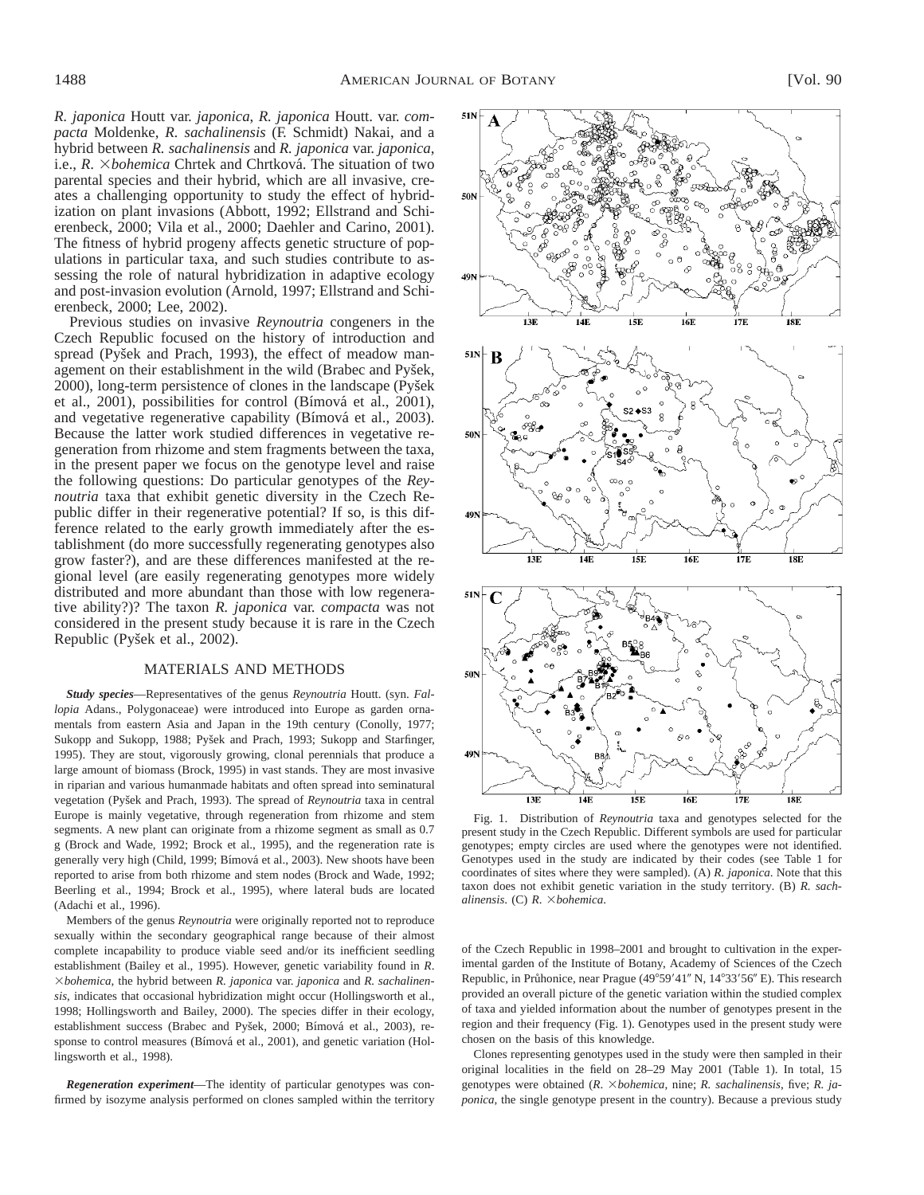*R. japonica* Houtt var. *japonica*, *R. japonica* Houtt. var. *compacta* Moldenke, *R. sachalinensis* (F. Schmidt) Nakai, and a hybrid between *R. sachalinensis* and *R. japonica* var. *japonica*, i.e., *R.* ×*bohemica* Chrtek and Chrtková. The situation of two parental species and their hybrid, which are all invasive, creates a challenging opportunity to study the effect of hybridization on plant invasions (Abbott, 1992; Ellstrand and Schierenbeck, 2000; Vila et al., 2000; Daehler and Carino, 2001). The fitness of hybrid progeny affects genetic structure of populations in particular taxa, and such studies contribute to assessing the role of natural hybridization in adaptive ecology and post-invasion evolution (Arnold, 1997; Ellstrand and Schierenbeck, 2000; Lee, 2002).

Previous studies on invasive *Reynoutria* congeners in the Czech Republic focused on the history of introduction and spread (Pyšek and Prach, 1993), the effect of meadow management on their establishment in the wild (Brabec and Pyšek, 2000), long-term persistence of clones in the landscape (Pyšek et al., 2001), possibilities for control (Bímová et al., 2001), and vegetative regenerative capability (Bímová et al., 2003). Because the latter work studied differences in vegetative regeneration from rhizome and stem fragments between the taxa, in the present paper we focus on the genotype level and raise the following questions: Do particular genotypes of the *Reynoutria* taxa that exhibit genetic diversity in the Czech Republic differ in their regenerative potential? If so, is this difference related to the early growth immediately after the establishment (do more successfully regenerating genotypes also grow faster?), and are these differences manifested at the regional level (are easily regenerating genotypes more widely distributed and more abundant than those with low regenerative ability?)? The taxon *R. japonica* var. *compacta* was not considered in the present study because it is rare in the Czech Republic (Pyšek et al., 2002).

## MATERIALS AND METHODS

***Study species***—Representatives of the genus *Reynoutria* Houtt. (syn. *Fallopia* Adans., Polygonaceae) were introduced into Europe as garden ornamentals from eastern Asia and Japan in the 19th century (Conolly, 1977; Sukopp and Sukopp, 1988; Pyšek and Prach, 1993; Sukopp and Starfinger, 1995). They are stout, vigorously growing, clonal perennials that produce a large amount of biomass (Brock, 1995) in vast stands. They are most invasive in riparian and various humanmade habitats and often spread into seminatural vegetation (Pyšek and Prach, 1993). The spread of *Reynoutria* taxa in central Europe is mainly vegetative, through regeneration from rhizome and stem segments. A new plant can originate from a rhizome segment as small as 0.7 g (Brock and Wade, 1992; Brock et al., 1995), and the regeneration rate is generally very high (Child, 1999; Bímová et al., 2003). New shoots have been reported to arise from both rhizome and stem nodes (Brock and Wade, 1992; Beerling et al., 1994; Brock et al., 1995), where lateral buds are located (Adachi et al., 1996).

Members of the genus *Reynoutria* were originally reported not to reproduce sexually within the secondary geographical range because of their almost complete incapability to produce viable seed and/or its inefficient seedling establishment (Bailey et al., 1995). However, genetic variability found in *R.* ×*bohemica*, the hybrid between *R. japonica* var. *japonica* and *R. sachalinensis*, indicates that occasional hybridization might occur (Hollingsworth et al., 1998; Hollingsworth and Bailey, 2000). The species differ in their ecology, establishment success (Brabec and Pyšek, 2000; Bímová et al., 2003), response to control measures (Bímová et al., 2001), and genetic variation (Hollingsworth et al., 1998).

***Regeneration experiment***—The identity of particular genotypes was confirmed by isozyme analysis performed on clones sampled within the territory of the Czech Republic in 1998–2001 and brought to cultivation in the experimental garden of the Institute of Botany, Academy of Sciences of the Czech Republic, in Průhonice, near Prague (49°59′41″ N, 14°33′56″ E). This research provided an overall picture of the genetic variation within the studied complex of taxa and yielded information about the number of genotypes present in the region and their frequency (Fig. 1). Genotypes used in the present study were chosen on the basis of this knowledge.

Clones representing genotypes used in the study were then sampled in their original localities in the field on 28–29 May 2001 (Table 1). In total, 15 genotypes were obtained (*R.* ×*bohemica*, nine; *R. sachalinensis*, five; *R. japonica*, the single genotype present in the country). Because a previous study

Fig. 1. Distribution of *Reynoutria* taxa and genotypes selected for the present study in the Czech Republic. Different symbols are used for particular genotypes; empty circles are used where the genotypes were not identified. Genotypes used in the study are indicated by their codes (see Table 1 for coordinates of sites where they were sampled). (A) *R. japonica*. Note that this taxon does not exhibit genetic variation in the study territory. (B) *R. sachalinensis*. (C) *R.* ×*bohemica*.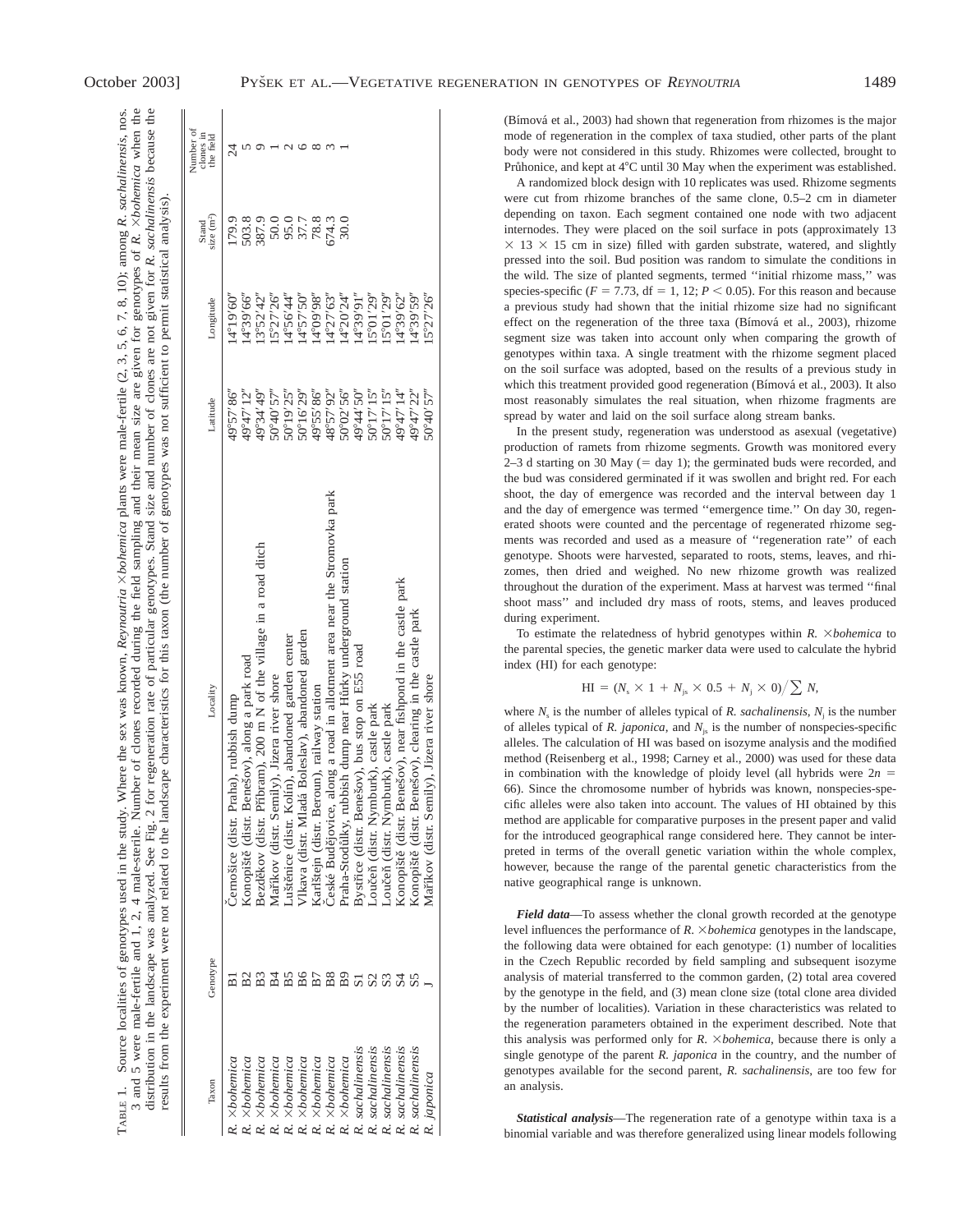TABLE 1. Source localities of genotypes used in the study. Where the sex was known, *Reynoutria* ×*bohemica* plants were male-fertile (2, 3, 5, 6, 7, 8, 10); among *R. sachalinensis*, nos. 3 and 5 were male-fertile and 1, 2, 4 male-sterile. Number of clones recorded during the field sampling and their mean size are given for genotypes of *R.* ×*bohemica* when the distribution in the landscape was analyzed. See Fig. 2 for regeneration rate of particular genotypes. Stand size and number of clones are not given for *R. sachalinensis* because the results from the experiment were not related to the landscape characteristics for this taxon (the number of genotypes was not sufficient to permit statistical analysis).

| Taxon | Genotype | Locality | Latitude | Longitude | Stand size (m²) | Number of clones in the field |
|---|---|---|---|---|---|---|
| *R.* ×*bohemica* | B1 | Černošice (distr. Praha), rubbish dump | 49°57′86″ | 14°19′60″ | 179.9 | 24 |
| *R.* ×*bohemica* | B2 | Konopiště (distr. Benešov), along a park road | 49°47′12″ | 14°39′66″ | 503.8 | 5 |
| *R.* ×*bohemica* | B3 | Bezděkov (distr. Příbram), 200 m N of the village in a road ditch | 49°34′49″ | 13°52′42″ | 387.9 | 9 |
| *R.* ×*bohemica* | B4 | Mařikov (distr. Semily), Jizera river shore | 50°40′57″ | 15°27′26″ | 50.0 | 1 |
| *R.* ×*bohemica* | B5 | Luštěnice (distr. Kolín), abandoned garden center | 50°19′25″ | 14°56′44″ | 95.0 | 2 |
| *R.* ×*bohemica* | B6 | Vlkava (distr. Mladá Boleslav), abandoned garden | 50°16′29″ | 14°57′50″ | 37.7 | 6 |
| *R.* ×*bohemica* | B7 | Karlštejn (distr. Beroun), railway station | 49°55′86″ | 14°09′98″ | 78.8 | 8 |
| *R.* ×*bohemica* | B8 | České Budějovice, along a road in allotment area near the Stromovka park | 48°57′92″ | 14°27′63″ | 674.3 | 3 |
| *R.* ×*bohemica* | B9 | Praha-Stodůlky, rubbish dump near Hůrky underground station | 50°02′56″ | 14°20′24″ | 30.0 | 1 |
| *R. sachalinensis* | S1 | Bystřice (distr. Benešov), bus stop on E55 road | 49°44′50″ | 14°39′91″ | | |
| *R. sachalinensis* | S2 | Loučeň (distr. Nymburk), castle park | 50°17′15″ | 15°01′29″ | | |
| *R. sachalinensis* | S3 | Loučeň (distr. Nymburk), castle park | 50°17′15″ | 15°01′29″ | | |
| *R. sachalinensis* | S4 | Konopiště (distr. Benešov), near fishpond in the castle park | 49°47′14″ | 14°39′62″ | | |
| *R. sachalinensis* | S5 | Konopiště (distr. Benešov), clearing in the castle park | 49°47′22″ | 14°39′59″ | | |
| *R. japonica* | J | Mařikov (distr. Semily), Jizera river shore | 50°40′57″ | 15°27′26″ | | |

(Bímová et al., 2003) had shown that regeneration from rhizomes is the major mode of regeneration in the complex of taxa studied, other parts of the plant body were not considered in this study. Rhizomes were collected, brought to Průhonice, and kept at 4°C until 30 May when the experiment was established.

A randomized block design with 10 replicates was used. Rhizome segments were cut from rhizome branches of the same clone, 0.5–2 cm in diameter depending on taxon. Each segment contained one node with two adjacent internodes. They were placed on the soil surface in pots (approximately 13 × 13 × 15 cm in size) filled with garden substrate, watered, and slightly pressed into the soil. Bud position was random to simulate the conditions in the wild. The size of planted segments, termed ''initial rhizome mass,'' was species-specific ($F = 7.73$, df = 1, 12; $P < 0.05$). For this reason and because a previous study had shown that the initial rhizome size had no significant effect on the regeneration of the three taxa (Bímová et al., 2003), rhizome segment size was taken into account only when comparing the growth of genotypes within taxa. A single treatment with the rhizome segment placed on the soil surface was adopted, based on the results of a previous study in which this treatment provided good regeneration (Bímová et al., 2003). It also most reasonably simulates the real situation, when rhizome fragments are spread by water and laid on the soil surface along stream banks.

In the present study, regeneration was understood as asexual (vegetative) production of ramets from rhizome segments. Growth was monitored every 2–3 d starting on 30 May (= day 1); the germinated buds were recorded, and the bud was considered germinated if it was swollen and bright red. For each shoot, the day of emergence was recorded and the interval between day 1 and the day of emergence was termed ''emergence time.'' On day 30, regenerated shoots were counted and the percentage of regenerated rhizome segments was recorded and used as a measure of ''regeneration rate'' of each genotype. Shoots were harvested, separated to roots, stems, leaves, and rhizomes, then dried and weighed. No new rhizome growth was realized throughout the duration of the experiment. Mass at harvest was termed ''final shoot mass'' and included dry mass of roots, stems, and leaves produced during experiment.

To estimate the relatedness of hybrid genotypes within *R.* ×*bohemica* to the parental species, the genetic marker data were used to calculate the hybrid index (HI) for each genotype:

$$\mathrm{HI} = (N_s \times 1 + N_{js} \times 0.5 + N_j \times 0)\Big/\sum N,$$

where $N_s$ is the number of alleles typical of *R. sachalinensis*, $N_j$ is the number of alleles typical of *R. japonica*, and $N_{js}$ is the number of nonspecies-specific alleles. The calculation of HI was based on isozyme analysis and the modified method (Reisenberg et al., 1998; Carney et al., 2000) was used for these data in combination with the knowledge of ploidy level (all hybrids were $2n = 66$). Since the chromosome number of hybrids was known, nonspecies-specific alleles were also taken into account. The values of HI obtained by this method are applicable for comparative purposes in the present paper and valid for the introduced geographical range considered here. They cannot be interpreted in terms of the overall genetic variation within the whole complex, however, because the range of the parental genetic characteristics from the native geographical range is unknown.

***Field data***—To assess whether the clonal growth recorded at the genotype level influences the performance of *R.* ×*bohemica* genotypes in the landscape, the following data were obtained for each genotype: (1) number of localities in the Czech Republic recorded by field sampling and subsequent isozyme analysis of material transferred to the common garden, (2) total area covered by the genotype in the field, and (3) mean clone size (total clone area divided by the number of localities). Variation in these characteristics was related to the regeneration parameters obtained in the experiment described. Note that this analysis was performed only for *R.* ×*bohemica*, because there is only a single genotype of the parent *R. japonica* in the country, and the number of genotypes available for the second parent, *R. sachalinensis*, are too few for an analysis.

***Statistical analysis***—The regeneration rate of a genotype within taxa is a binomial variable and was therefore generalized using linear models following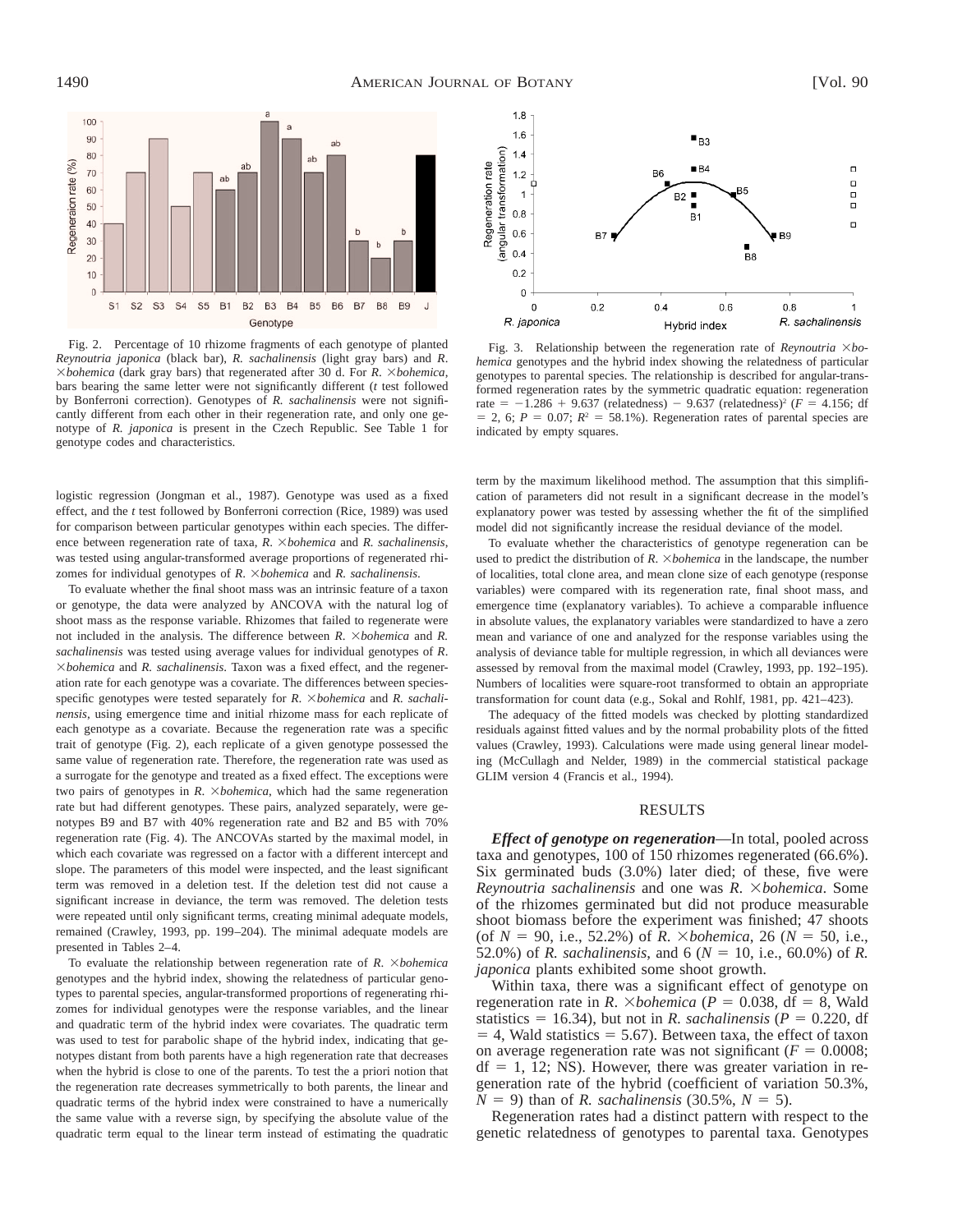Fig. 2. Percentage of 10 rhizome fragments of each genotype of planted *Reynoutria japonica* (black bar), *R. sachalinensis* (light gray bars) and *R.* ×*bohemica* (dark gray bars) that regenerated after 30 d. For *R.* ×*bohemica*, bars bearing the same letter were not significantly different (*t* test followed by Bonferroni correction). Genotypes of *R. sachalinensis* were not significantly different from each other in their regeneration rate, and only one genotype of *R. japonica* is present in the Czech Republic. See Table 1 for genotype codes and characteristics.

Fig. 3. Relationship between the regeneration rate of *Reynoutria* ×*bohemica* genotypes and the hybrid index showing the relatedness of particular genotypes to parental species. The relationship is described for angular-transformed regeneration rates by the symmetric quadratic equation: regeneration rate $= -1.286 + 9.637$ (relatedness) $- 9.637$ (relatedness)$^2$ ($F = 4.156$; df $= 2, 6$; $P = 0.07$; $R^2 = 58.1\%$). Regeneration rates of parental species are indicated by empty squares.

logistic regression (Jongman et al., 1987). Genotype was used as a fixed effect, and the *t* test followed by Bonferroni correction (Rice, 1989) was used for comparison between particular genotypes within each species. The difference between regeneration rate of taxa, *R.* ×*bohemica* and *R. sachalinensis*, was tested using angular-transformed average proportions of regenerated rhizomes for individual genotypes of *R.* ×*bohemica* and *R. sachalinensis*.

To evaluate whether the final shoot mass was an intrinsic feature of a taxon or genotype, the data were analyzed by ANCOVA with the natural log of shoot mass as the response variable. Rhizomes that failed to regenerate were not included in the analysis. The difference between *R.* ×*bohemica* and *R. sachalinensis* was tested using average values for individual genotypes of *R.* ×*bohemica* and *R. sachalinensis*. Taxon was a fixed effect, and the regeneration rate for each genotype was a covariate. The differences between species-specific genotypes were tested separately for *R.* ×*bohemica* and *R. sachalinensis*, using emergence time and initial rhizome mass for each replicate of each genotype as a covariate. Because the regeneration rate was a specific trait of genotype (Fig. 2), each replicate of a given genotype possessed the same value of regeneration rate. Therefore, the regeneration rate was used as a surrogate for the genotype and treated as a fixed effect. The exceptions were two pairs of genotypes in *R.* ×*bohemica*, which had the same regeneration rate but had different genotypes. These pairs, analyzed separately, were genotypes B9 and B7 with 40% regeneration rate and B2 and B5 with 70% regeneration rate (Fig. 4). The ANCOVAs started by the maximal model, in which each covariate was regressed on a factor with a different intercept and slope. The parameters of this model were inspected, and the least significant term was removed in a deletion test. If the deletion test did not cause a significant increase in deviance, the term was removed. The deletion tests were repeated until only significant terms, creating minimal adequate models, remained (Crawley, 1993, pp. 199–204). The minimal adequate models are presented in Tables 2–4.

To evaluate the relationship between regeneration rate of *R.* ×*bohemica* genotypes and the hybrid index, showing the relatedness of particular genotypes to parental species, angular-transformed proportions of regenerating rhizomes for individual genotypes were the response variables, and the linear and quadratic term of the hybrid index were covariates. The quadratic term was used to test for parabolic shape of the hybrid index, indicating that genotypes distant from both parents have a high regeneration rate that decreases when the hybrid is close to one of the parents. To test the a priori notion that the regeneration rate decreases symmetrically to both parents, the linear and quadratic terms of the hybrid index were constrained to have a numerically the same value with a reverse sign, by specifying the absolute value of the quadratic term equal to the linear term instead of estimating the quadratic term by the maximum likelihood method. The assumption that this simplification of parameters did not result in a significant decrease in the model's explanatory power was tested by assessing whether the fit of the simplified model did not significantly increase the residual deviance of the model.

To evaluate whether the characteristics of genotype regeneration can be used to predict the distribution of *R.* ×*bohemica* in the landscape, the number of localities, total clone area, and mean clone size of each genotype (response variables) were compared with its regeneration rate, final shoot mass, and emergence time (explanatory variables). To achieve a comparable influence in absolute values, the explanatory variables were standardized to have a zero mean and variance of one and analyzed for the response variables using the analysis of deviance table for multiple regression, in which all deviances were assessed by removal from the maximal model (Crawley, 1993, pp. 192–195). Numbers of localities were square-root transformed to obtain an appropriate transformation for count data (e.g., Sokal and Rohlf, 1981, pp. 421–423).

The adequacy of the fitted models was checked by plotting standardized residuals against fitted values and by the normal probability plots of the fitted values (Crawley, 1993). Calculations were made using general linear modeling (McCullagh and Nelder, 1989) in the commercial statistical package GLIM version 4 (Francis et al., 1994).

## RESULTS

***Effect of genotype on regeneration***—In total, pooled across taxa and genotypes, 100 of 150 rhizomes regenerated (66.6%). Six germinated buds (3.0%) later died; of these, five were *Reynoutria sachalinensis* and one was *R.* ×*bohemica*. Some of the rhizomes germinated but did not produce measurable shoot biomass before the experiment was finished; 47 shoots (of $N = 90$, i.e., 52.2%) of *R.* ×*bohemica*, 26 ($N = 50$, i.e., 52.0%) of *R. sachalinensis*, and 6 ($N = 10$, i.e., 60.0%) of *R. japonica* plants exhibited some shoot growth.

Within taxa, there was a significant effect of genotype on regeneration rate in *R.* ×*bohemica* ($P = 0.038$, df $= 8$, Wald statistics $= 16.34$), but not in *R. sachalinensis* ($P = 0.220$, df $= 4$, Wald statistics $= 5.67$). Between taxa, the effect of taxon on average regeneration rate was not significant ($F = 0.0008$; df $= 1, 12$; NS). However, there was greater variation in regeneration rate of the hybrid (coefficient of variation 50.3%, $N = 9$) than of *R. sachalinensis* (30.5%, $N = 5$).

Regeneration rates had a distinct pattern with respect to the genetic relatedness of genotypes to parental taxa. Genotypes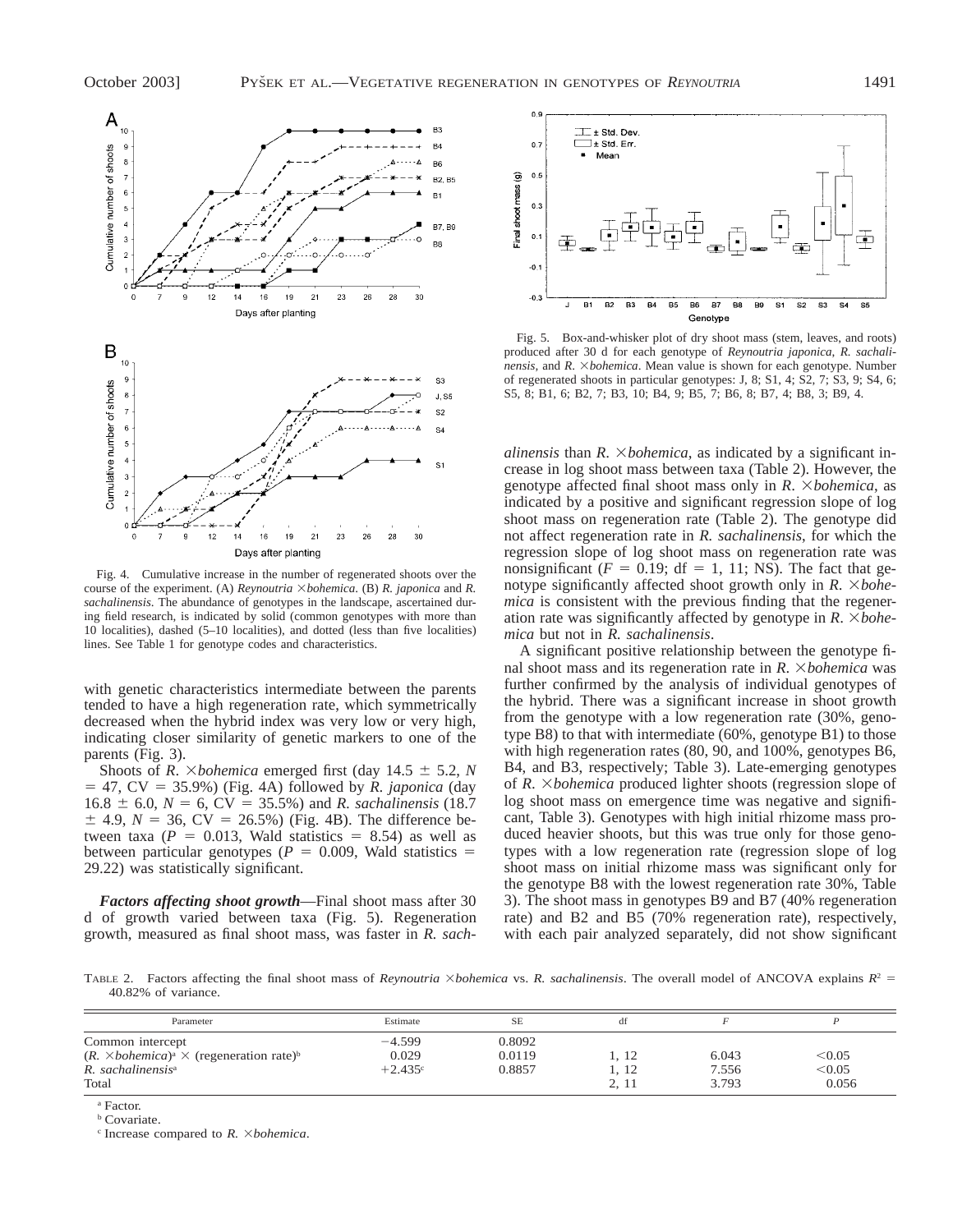Fig. 4. Cumulative increase in the number of regenerated shoots over the course of the experiment. (A) *Reynoutria* ×*bohemica*. (B) *R. japonica* and *R. sachalinensis*. The abundance of genotypes in the landscape, ascertained during field research, is indicated by solid (common genotypes with more than 10 localities), dashed (5–10 localities), and dotted (less than five localities) lines. See Table 1 for genotype codes and characteristics.

Fig. 5. Box-and-whisker plot of dry shoot mass (stem, leaves, and roots) produced after 30 d for each genotype of *Reynoutria japonica*, *R. sachalinensis*, and *R.* ×*bohemica*. Mean value is shown for each genotype. Number of regenerated shoots in particular genotypes: J, 8; S1, 4; S2, 7; S3, 9; S4, 6; S5, 8; B1, 6; B2, 7; B3, 10; B4, 9; B5, 7; B6, 8; B7, 4; B8, 3; B9, 4.

with genetic characteristics intermediate between the parents tended to have a high regeneration rate, which symmetrically decreased when the hybrid index was very low or very high, indicating closer similarity of genetic markers to one of the parents (Fig. 3).

Shoots of *R.* ×*bohemica* emerged first (day 14.5 ± 5.2, $N = 47$, CV = 35.9%) (Fig. 4A) followed by *R. japonica* (day 16.8 ± 6.0, $N = 6$, CV = 35.5%) and *R. sachalinensis* (18.7 ± 4.9, $N = 36$, CV = 26.5%) (Fig. 4B). The difference between taxa ($P = 0.013$, Wald statistics = 8.54) as well as between particular genotypes ($P = 0.009$, Wald statistics = 29.22) was statistically significant.

***Factors affecting shoot growth***—Final shoot mass after 30 d of growth varied between taxa (Fig. 5). Regeneration growth, measured as final shoot mass, was faster in *R. sachalinensis* than *R.* ×*bohemica*, as indicated by a significant increase in log shoot mass between taxa (Table 2). However, the genotype affected final shoot mass only in *R.* ×*bohemica*, as indicated by a positive and significant regression slope of log shoot mass on regeneration rate (Table 2). The genotype did not affect regeneration rate in *R. sachalinensis*, for which the regression slope of log shoot mass on regeneration rate was nonsignificant ($F = 0.19$; df = 1, 11; NS). The fact that genotype significantly affected shoot growth only in *R.* ×*bohemica* is consistent with the previous finding that the regeneration rate was significantly affected by genotype in *R.* ×*bohemica* but not in *R. sachalinensis*.

A significant positive relationship between the genotype final shoot mass and its regeneration rate in *R.* ×*bohemica* was further confirmed by the analysis of individual genotypes of the hybrid. There was a significant increase in shoot growth from the genotype with a low regeneration rate (30%, genotype B8) to that with intermediate (60%, genotype B1) to those with high regeneration rates (80, 90, and 100%, genotypes B6, B4, and B3, respectively; Table 3). Late-emerging genotypes of *R.* ×*bohemica* produced lighter shoots (regression slope of log shoot mass on emergence time was negative and significant, Table 3). Genotypes with high initial rhizome mass produced heavier shoots, but this was true only for those genotypes with a low regeneration rate (regression slope of log shoot mass on initial rhizome mass was significant only for the genotype B8 with the lowest regeneration rate 30%, Table 3). The shoot mass in genotypes B9 and B7 (40% regeneration rate) and B2 and B5 (70% regeneration rate), respectively, with each pair analyzed separately, did not show significant

TABLE 2. Factors affecting the final shoot mass of *Reynoutria* ×*bohemica* vs. *R. sachalinensis*. The overall model of ANCOVA explains $R^2$ = 40.82% of variance.

| Parameter | Estimate | SE | df | *F* | *P* |
|---|---|---|---|---|---|
| Common intercept | −4.599 | 0.8092 | | | |
| (*R.* ×*bohemica*)[a] × (regeneration rate)[b] | 0.029 | 0.0119 | 1, 12 | 6.043 | <0.05 |
| *R. sachalinensis*[a] | +2.435[c] | 0.8857 | 1, 12 | 7.556 | <0.05 |
| Total | | | 2, 11 | 3.793 | 0.056 |

[a] Factor.
[b] Covariate.
[c] Increase compared to *R.* ×*bohemica*.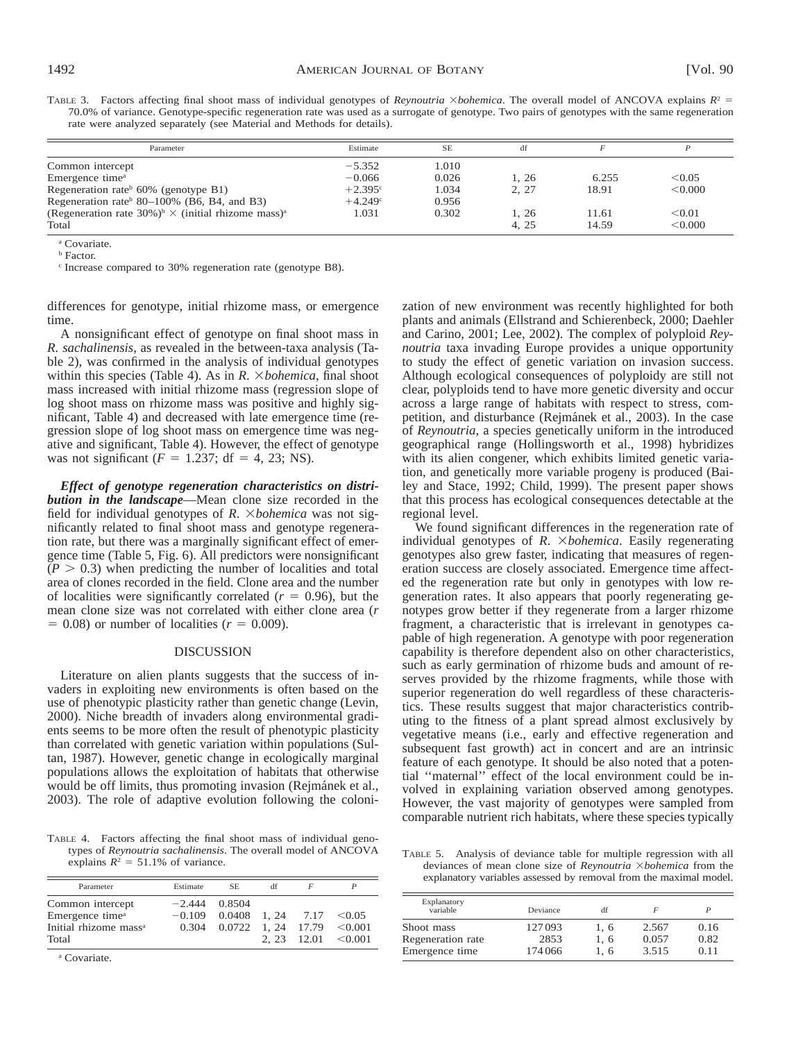TABLE 3. Factors affecting final shoot mass of individual genotypes of *Reynoutria* ×*bohemica*. The overall model of ANCOVA explains $R^2$ = 70.0% of variance. Genotype-specific regeneration rate was used as a surrogate of genotype. Two pairs of genotypes with the same regeneration rate were analyzed separately (see Material and Methods for details).

| Parameter | Estimate | SE | df | *F* | *P* |
|---|---|---|---|---|---|
| Common intercept | −5.352 | 1.010 | | | |
| Emergence time[a] | −0.066 | 0.026 | 1, 26 | 6.255 | <0.05 |
| Regeneration rate[b] 60% (genotype B1) | +2.395[c] | 1.034 | 2, 27 | 18.91 | <0.000 |
| Regeneration rate[b] 80–100% (B6, B4, and B3) | +4.249[c] | 0.956 | | | |
| (Regeneration rate 30%)[b] × (initial rhizome mass)[a] | 1.031 | 0.302 | 1, 26 | 11.61 | <0.01 |
| Total | | | 4, 25 | 14.59 | <0.000 |

[a] Covariate.
[b] Factor.
[c] Increase compared to 30% regeneration rate (genotype B8).

differences for genotype, initial rhizome mass, or emergence time.

A nonsignificant effect of genotype on final shoot mass in *R. sachalinensis*, as revealed in the between-taxa analysis (Table 2), was confirmed in the analysis of individual genotypes within this species (Table 4). As in *R.* ×*bohemica*, final shoot mass increased with initial rhizome mass (regression slope of log shoot mass on rhizome mass was positive and highly significant, Table 4) and decreased with late emergence time (regression slope of log shoot mass on emergence time was negative and significant, Table 4). However, the effect of genotype was not significant ($F = 1.237$; df = 4, 23; NS).

***Effect of genotype regeneration characteristics on distribution in the landscape***—Mean clone size recorded in the field for individual genotypes of *R.* ×*bohemica* was not significantly related to final shoot mass and genotype regeneration rate, but there was a marginally significant effect of emergence time (Table 5, Fig. 6). All predictors were nonsignificant ($P > 0.3$) when predicting the number of localities and total area of clones recorded in the field. Clone area and the number of localities were significantly correlated ($r = 0.96$), but the mean clone size was not correlated with either clone area ($r = 0.08$) or number of localities ($r = 0.009$).

## DISCUSSION

Literature on alien plants suggests that the success of invaders in exploiting new environments is often based on the use of phenotypic plasticity rather than genetic change (Levin, 2000). Niche breadth of invaders along environmental gradients seems to be more often the result of phenotypic plasticity than correlated with genetic variation within populations (Sultan, 1987). However, genetic change in ecologically marginal populations allows the exploitation of habitats that otherwise would be off limits, thus promoting invasion (Rejmánek et al., 2003). The role of adaptive evolution following the colonization of new environment was recently highlighted for both plants and animals (Ellstrand and Schierenbeck, 2000; Daehler and Carino, 2001; Lee, 2002). The complex of polyploid *Reynoutria* taxa invading Europe provides a unique opportunity to study the effect of genetic variation on invasion success. Although ecological consequences of polyploidy are still not clear, polyploids tend to have more genetic diversity and occur across a large range of habitats with respect to stress, competition, and disturbance (Rejmánek et al., 2003). In the case of *Reynoutria*, a species genetically uniform in the introduced geographical range (Hollingsworth et al., 1998) hybridizes with its alien congener, which exhibits limited genetic variation, and genetically more variable progeny is produced (Bailey and Stace, 1992; Child, 1999). The present paper shows that this process has ecological consequences detectable at the regional level.

We found significant differences in the regeneration rate of individual genotypes of *R.* ×*bohemica*. Easily regenerating genotypes also grew faster, indicating that measures of regeneration success are closely associated. Emergence time affected the regeneration rate but only in genotypes with low regeneration rates. It also appears that poorly regenerating genotypes grow better if they regenerate from a larger rhizome fragment, a characteristic that is irrelevant in genotypes capable of high regeneration. A genotype with poor regeneration capability is therefore dependent also on other characteristics, such as early germination of rhizome buds and amount of reserves provided by the rhizome fragments, while those with superior regeneration do well regardless of these characteristics. These results suggest that major characteristics contributing to the fitness of a plant spread almost exclusively by vegetative means (i.e., early and effective regeneration and subsequent fast growth) act in concert and are an intrinsic feature of each genotype. It should be also noted that a potential ''maternal'' effect of the local environment could be involved in explaining variation observed among genotypes. However, the vast majority of genotypes were sampled from comparable nutrient rich habitats, where these species typically

TABLE 4. Factors affecting the final shoot mass of individual genotypes of *Reynoutria sachalinensis*. The overall model of ANCOVA explains $R^2$ = 51.1% of variance.

| Parameter | Estimate | SE | df | *F* | *P* |
|---|---|---|---|---|---|
| Common intercept | −2.444 | 0.8504 | | | |
| Emergence time[a] | −0.109 | 0.0408 | 1, 24 | 7.17 | <0.05 |
| Initial rhizome mass[a] | 0.304 | 0.0722 | 1, 24 | 17.79 | <0.001 |
| Total | | | 2, 23 | 12.01 | <0.001 |

[a] Covariate.

TABLE 5. Analysis of deviance table for multiple regression with all deviances of mean clone size of *Reynoutria* ×*bohemica* from the explanatory variables assessed by removal from the maximal model.

| Explanatory variable | Deviance | df | *F* | *P* |
|---|---|---|---|---|
| Shoot mass | 127093 | 1, 6 | 2.567 | 0.16 |
| Regeneration rate | 2853 | 1, 6 | 0.057 | 0.82 |
| Emergence time | 174066 | 1, 6 | 3.515 | 0.11 |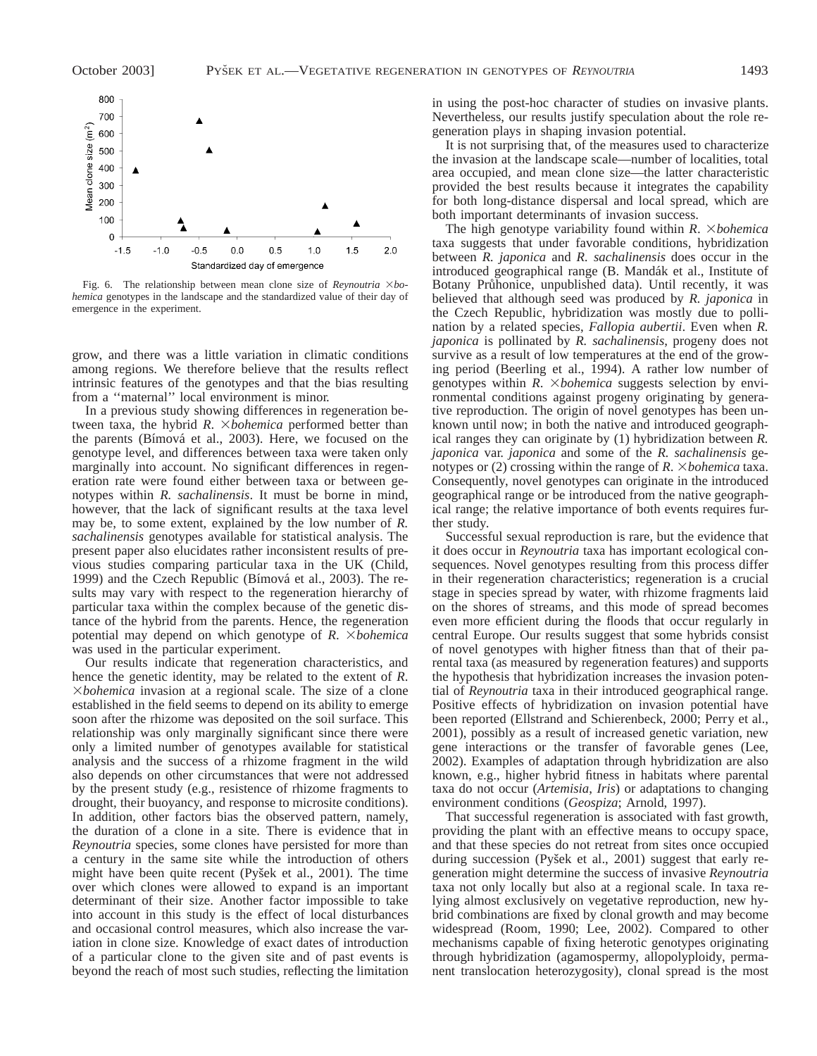800
700
600
500
400
300
200
100
0
Mean clone size (m²)
-1.5 -1.0 -0.5 0.0 0.5 1.0 1.5 2.0
Standardized day of emergence

Fig. 6. The relationship between mean clone size of *Reynoutria* ×*bohemica* genotypes in the landscape and the standardized value of their day of emergence in the experiment.

grow, and there was a little variation in climatic conditions among regions. We therefore believe that the results reflect intrinsic features of the genotypes and that the bias resulting from a ''maternal'' local environment is minor.

In a previous study showing differences in regeneration between taxa, the hybrid *R.* ×*bohemica* performed better than the parents (Bímová et al., 2003). Here, we focused on the genotype level, and differences between taxa were taken only marginally into account. No significant differences in regeneration rate were found either between taxa or between genotypes within *R. sachalinensis*. It must be borne in mind, however, that the lack of significant results at the taxa level may be, to some extent, explained by the low number of *R. sachalinensis* genotypes available for statistical analysis. The present paper also elucidates rather inconsistent results of previous studies comparing particular taxa in the UK (Child, 1999) and the Czech Republic (Bímová et al., 2003). The results may vary with respect to the regeneration hierarchy of particular taxa within the complex because of the genetic distance of the hybrid from the parents. Hence, the regeneration potential may depend on which genotype of *R.* ×*bohemica* was used in the particular experiment.

Our results indicate that regeneration characteristics, and hence the genetic identity, may be related to the extent of *R.* ×*bohemica* invasion at a regional scale. The size of a clone established in the field seems to depend on its ability to emerge soon after the rhizome was deposited on the soil surface. This relationship was only marginally significant since there were only a limited number of genotypes available for statistical analysis and the success of a rhizome fragment in the wild also depends on other circumstances that were not addressed by the present study (e.g., resistence of rhizome fragments to drought, their buoyancy, and response to microsite conditions). In addition, other factors bias the observed pattern, namely, the duration of a clone in a site. There is evidence that in *Reynoutria* species, some clones have persisted for more than a century in the same site while the introduction of others might have been quite recent (Pyšek et al., 2001). The time over which clones were allowed to expand is an important determinant of their size. Another factor impossible to take into account in this study is the effect of local disturbances and occasional control measures, which also increase the variation in clone size. Knowledge of exact dates of introduction of a particular clone to the given site and of past events is beyond the reach of most such studies, reflecting the limitation in using the post-hoc character of studies on invasive plants. Nevertheless, our results justify speculation about the role regeneration plays in shaping invasion potential.

It is not surprising that, of the measures used to characterize the invasion at the landscape scale—number of localities, total area occupied, and mean clone size—the latter characteristic provided the best results because it integrates the capability for both long-distance dispersal and local spread, which are both important determinants of invasion success.

The high genotype variability found within *R.* ×*bohemica* taxa suggests that under favorable conditions, hybridization between *R. japonica* and *R. sachalinensis* does occur in the introduced geographical range (B. Mandák et al., Institute of Botany Průhonice, unpublished data). Until recently, it was believed that although seed was produced by *R. japonica* in the Czech Republic, hybridization was mostly due to pollination by a related species, *Fallopia aubertii*. Even when *R. japonica* is pollinated by *R. sachalinensis*, progeny does not survive as a result of low temperatures at the end of the growing period (Beerling et al., 1994). A rather low number of genotypes within *R.* ×*bohemica* suggests selection by environmental conditions against progeny originating by generative reproduction. The origin of novel genotypes has been unknown until now; in both the native and introduced geographical ranges they can originate by (1) hybridization between *R. japonica* var. *japonica* and some of the *R. sachalinensis* genotypes or (2) crossing within the range of *R.* ×*bohemica* taxa. Consequently, novel genotypes can originate in the introduced geographical range or be introduced from the native geographical range; the relative importance of both events requires further study.

Successful sexual reproduction is rare, but the evidence that it does occur in *Reynoutria* taxa has important ecological consequences. Novel genotypes resulting from this process differ in their regeneration characteristics; regeneration is a crucial stage in species spread by water, with rhizome fragments laid on the shores of streams, and this mode of spread becomes even more efficient during the floods that occur regularly in central Europe. Our results suggest that some hybrids consist of novel genotypes with higher fitness than that of their parental taxa (as measured by regeneration features) and supports the hypothesis that hybridization increases the invasion potential of *Reynoutria* taxa in their introduced geographical range. Positive effects of hybridization on invasion potential have been reported (Ellstrand and Schierenbeck, 2000; Perry et al., 2001), possibly as a result of increased genetic variation, new gene interactions or the transfer of favorable genes (Lee, 2002). Examples of adaptation through hybridization are also known, e.g., higher hybrid fitness in habitats where parental taxa do not occur (*Artemisia*, *Iris*) or adaptations to changing environment conditions (*Geospiza*; Arnold, 1997).

That successful regeneration is associated with fast growth, providing the plant with an effective means to occupy space, and that these species do not retreat from sites once occupied during succession (Pyšek et al., 2001) suggest that early regeneration might determine the success of invasive *Reynoutria* taxa not only locally but also at a regional scale. In taxa relying almost exclusively on vegetative reproduction, new hybrid combinations are fixed by clonal growth and may become widespread (Room, 1990; Lee, 2002). Compared to other mechanisms capable of fixing heterotic genotypes originating through hybridization (agamospermy, allopolyploidy, permanent translocation heterozygosity), clonal spread is the most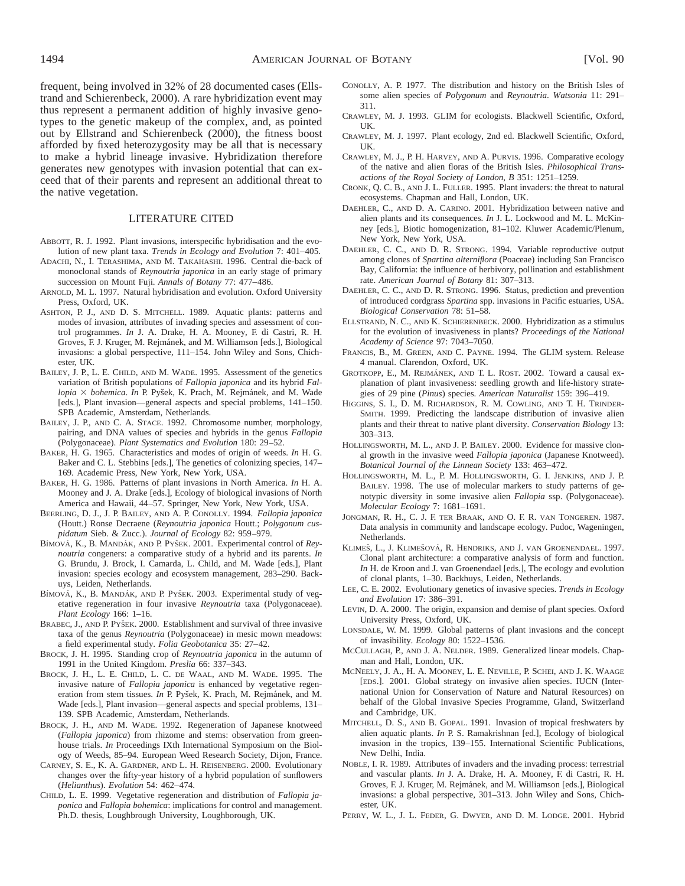frequent, being involved in 32% of 28 documented cases (Ellstrand and Schierenbeck, 2000). A rare hybridization event may thus represent a permanent addition of highly invasive genotypes to the genetic makeup of the complex, and, as pointed out by Ellstrand and Schierenbeck (2000), the fitness boost afforded by fixed heterozygosity may be all that is necessary to make a hybrid lineage invasive. Hybridization therefore generates new genotypes with invasion potential that can exceed that of their parents and represent an additional threat to the native vegetation.

## LITERATURE CITED

Abbott, R. J. 1992. Plant invasions, interspecific hybridisation and the evolution of new plant taxa. *Trends in Ecology and Evolution* 7: 401–405.

Adachi, N., I. Terashima, and M. Takahashi. 1996. Central die-back of monoclonal stands of *Reynoutria japonica* in an early stage of primary succession on Mount Fuji. *Annals of Botany* 77: 477–486.

Arnold, M. L. 1997. Natural hybridisation and evolution. Oxford University Press, Oxford, UK.

Ashton, P. J., and D. S. Mitchell. 1989. Aquatic plants: patterns and modes of invasion, attributes of invading species and assessment of control programmes. *In* J. A. Drake, H. A. Mooney, F. di Castri, R. H. Groves, F. J. Kruger, M. Rejmánek, and M. Williamson [eds.], Biological invasions: a global perspective, 111–154. John Wiley and Sons, Chichester, UK.

Bailey, J. P., L. E. Child, and M. Wade. 1995. Assessment of the genetics variation of British populations of *Fallopia japonica* and its hybrid *Fallopia* × *bohemica*. *In* P. Pyšek, K. Prach, M. Rejmánek, and M. Wade [eds.], Plant invasion—general aspects and special problems, 141–150. SPB Academic, Amsterdam, Netherlands.

Bailey, J. P., and C. A. Stace. 1992. Chromosome number, morphology, pairing, and DNA values of species and hybrids in the genus *Fallopia* (Polygonaceae). *Plant Systematics and Evolution* 180: 29–52.

Baker, H. G. 1965. Characteristics and modes of origin of weeds. *In* H. G. Baker and C. L. Stebbins [eds.], The genetics of colonizing species, 147–169. Academic Press, New York, New York, USA.

Baker, H. G. 1986. Patterns of plant invasions in North America. *In* H. A. Mooney and J. A. Drake [eds.], Ecology of biological invasions of North America and Hawaii, 44–57. Springer, New York, New York, USA.

Beerling, D. J., J. P. Bailey, and A. P. Conolly. 1994. *Fallopia japonica* (Houtt.) Ronse Decraene (*Reynoutria japonica* Houtt.; *Polygonum cuspidatum* Sieb. & Zucc.). *Journal of Ecology* 82: 959–979.

Bímová, K., B. Mandák, and P. Pyšek. 2001. Experimental control of *Reynoutria* congeners: a comparative study of a hybrid and its parents. *In* G. Brundu, J. Brock, I. Camarda, L. Child, and M. Wade [eds.], Plant invasion: species ecology and ecosystem management, 283–290. Backuys, Leiden, Netherlands.

Bímová, K., B. Mandák, and P. Pyšek. 2003. Experimental study of vegetative regeneration in four invasive *Reynoutria* taxa (Polygonaceae). *Plant Ecology* 166: 1–16.

Brabec, J., and P. Pyšek. 2000. Establishment and survival of three invasive taxa of the genus *Reynoutria* (Polygonaceae) in mesic mown meadows: a field experimental study. *Folia Geobotanica* 35: 27–42.

Brock, J. H. 1995. Standing crop of *Reynoutria japonica* in the autumn of 1991 in the United Kingdom. *Preslia* 66: 337–343.

Brock, J. H., L. E. Child, L. C. de Waal, and M. Wade. 1995. The invasive nature of *Fallopia japonica* is enhanced by vegetative regeneration from stem tissues. *In* P. Pyšek, K. Prach, M. Rejmánek, and M. Wade [eds.], Plant invasion—general aspects and special problems, 131–139. SPB Academic, Amsterdam, Netherlands.

Brock, J. H., and M. Wade. 1992. Regeneration of Japanese knotweed (*Fallopia japonica*) from rhizome and stems: observation from greenhouse trials. *In* Proceedings IXth International Symposium on the Biology of Weeds, 85–94. European Weed Research Society, Dijon, France.

Carney, S. E., K. A. Gardner, and L. H. Reisenberg. 2000. Evolutionary changes over the fifty-year history of a hybrid population of sunflowers (*Helianthus*). *Evolution* 54: 462–474.

Child, L. E. 1999. Vegetative regeneration and distribution of *Fallopia japonica* and *Fallopia bohemica*: implications for control and management. Ph.D. thesis, Loughbrough University, Loughborough, UK.

Conolly, A. P. 1977. The distribution and history on the British Isles of some alien species of *Polygonum* and *Reynoutria*. *Watsonia* 11: 291–311.

Crawley, M. J. 1993. GLIM for ecologists. Blackwell Scientific, Oxford, UK.

Crawley, M. J. 1997. Plant ecology, 2nd ed. Blackwell Scientific, Oxford, UK.

Crawley, M. J., P. H. Harvey, and A. Purvis. 1996. Comparative ecology of the native and alien floras of the British Isles. *Philosophical Transactions of the Royal Society of London, B* 351: 1251–1259.

Cronk, Q. C. B., and J. L. Fuller. 1995. Plant invaders: the threat to natural ecosystems. Chapman and Hall, London, UK.

Daehler, C., and D. A. Carino. 2001. Hybridization between native and alien plants and its consequences. *In* J. L. Lockwood and M. L. McKinney [eds.], Biotic homogenization, 81–102. Kluwer Academic/Plenum, New York, New York, USA.

Daehler, C. C., and D. R. Strong. 1994. Variable reproductive output among clones of *Spartina alterniflora* (Poaceae) including San Francisco Bay, California: the influence of herbivory, pollination and establishment rate. *American Journal of Botany* 81: 307–313.

Daehler, C. C., and D. R. Strong. 1996. Status, prediction and prevention of introduced cordgrass *Spartina* spp. invasions in Pacific estuaries, USA. *Biological Conservation* 78: 51–58.

Ellstrand, N. C., and K. Schierenbeck. 2000. Hybridization as a stimulus for the evolution of invasiveness in plants? *Proceedings of the National Academy of Science* 97: 7043–7050.

Francis, B., M. Green, and C. Payne. 1994. The GLIM system. Release 4 manual. Clarendon, Oxford, UK.

Grotkopp, E., M. Rejmánek, and T. L. Rost. 2002. Toward a causal explanation of plant invasiveness: seedling growth and life-history strategies of 29 pine (*Pinus*) species. *American Naturalist* 159: 396–419.

Higgins, S. I., D. M. Richardson, R. M. Cowling, and T. H. Trinder-Smith. 1999. Predicting the landscape distribution of invasive alien plants and their threat to native plant diversity. *Conservation Biology* 13: 303–313.

Hollingsworth, M. L., and J. P. Bailey. 2000. Evidence for massive clonal growth in the invasive weed *Fallopia japonica* (Japanese Knotweed). *Botanical Journal of the Linnean Society* 133: 463–472.

Hollingsworth, M. L., P. M. Hollingsworth, G. I. Jenkins, and J. P. Bailey. 1998. The use of molecular markers to study patterns of genotypic diversity in some invasive alien *Fallopia* ssp. (Polygonaceae). *Molecular Ecology* 7: 1681–1691.

Jongman, R. H., C. J. F. ter Braak, and O. F. R. van Tongeren. 1987. Data analysis in community and landscape ecology. Pudoc, Wageningen, Netherlands.

Klimeš, L., J. Klimešová, R. Hendriks, and J. van Groenendael. 1997. Clonal plant architecture: a comparative analysis of form and function. *In* H. de Kroon and J. van Groenendael [eds.], The ecology and evolution of clonal plants, 1–30. Backhuys, Leiden, Netherlands.

Lee, C. E. 2002. Evolutionary genetics of invasive species. *Trends in Ecology and Evolution* 17: 386–391.

Levin, D. A. 2000. The origin, expansion and demise of plant species. Oxford University Press, Oxford, UK.

Lonsdale, W. M. 1999. Global patterns of plant invasions and the concept of invasibility. *Ecology* 80: 1522–1536.

McCullagh, P., and J. A. Nelder. 1989. Generalized linear models. Chapman and Hall, London, UK.

McNeely, J. A., H. A. Mooney, L. E. Neville, P. Schei, and J. K. Waage [eds.]. 2001. Global strategy on invasive alien species. IUCN (International Union for Conservation of Nature and Natural Resources) on behalf of the Global Invasive Species Programme, Gland, Switzerland and Cambridge, UK.

Mitchell, D. S., and B. Gopal. 1991. Invasion of tropical freshwaters by alien aquatic plants. *In* P. S. Ramakrishnan [ed.], Ecology of biological invasion in the tropics, 139–155. International Scientific Publications, New Delhi, India.

Noble, I. R. 1989. Attributes of invaders and the invading process: terrestrial and vascular plants. *In* J. A. Drake, H. A. Mooney, F. di Castri, R. H. Groves, F. J. Kruger, M. Rejmánek, and M. Williamson [eds.], Biological invasions: a global perspective, 301–313. John Wiley and Sons, Chichester, UK.

Perry, W. L., J. L. Feder, G. Dwyer, and D. M. Lodge. 2001. Hybrid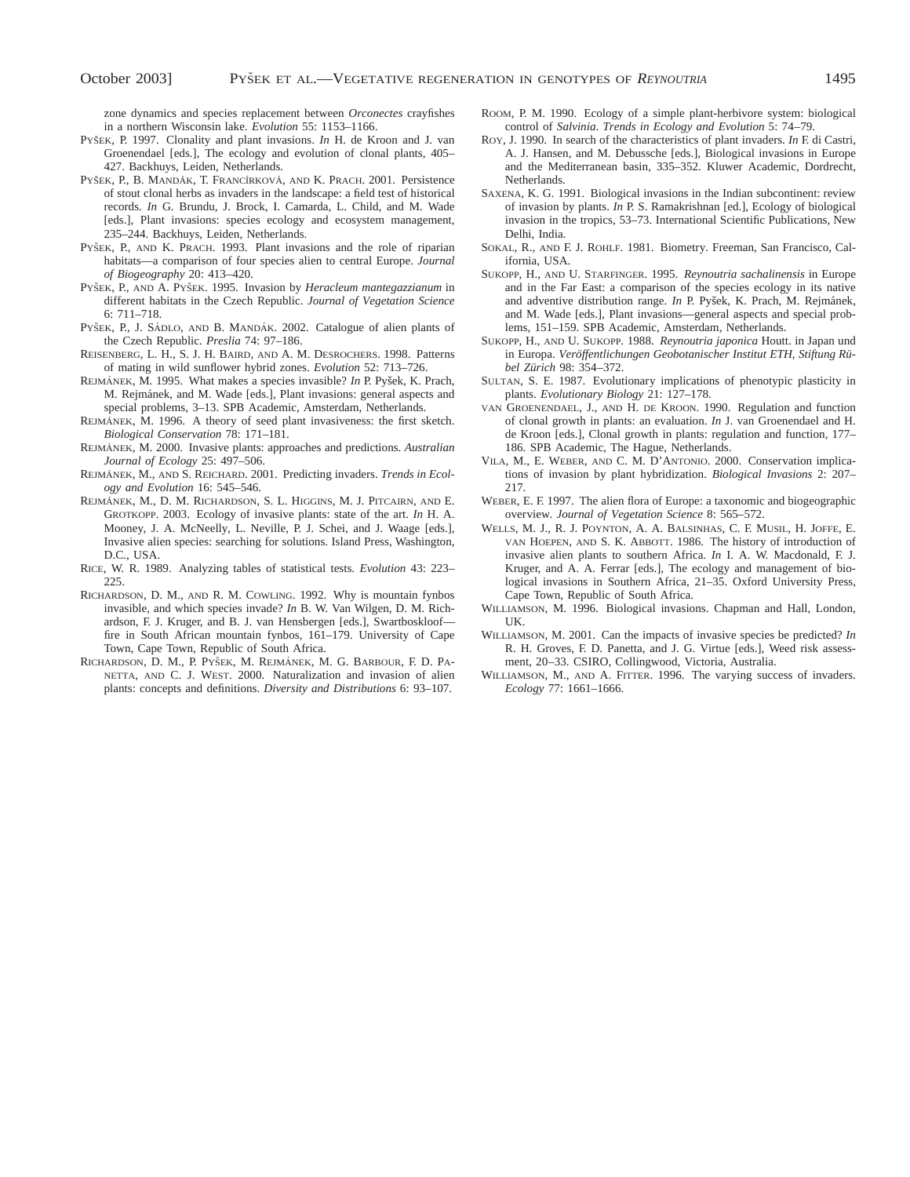zone dynamics and species replacement between *Orconectes* crayfishes in a northern Wisconsin lake. *Evolution* 55: 1153–1166.

PYŠEK, P. 1997. Clonality and plant invasions. *In* H. de Kroon and J. van Groenendael [eds.], The ecology and evolution of clonal plants, 405–427. Backhuys, Leiden, Netherlands.

PYŠEK, P., B. MANDÁK, T. FRANCÍRKOVÁ, AND K. PRACH. 2001. Persistence of stout clonal herbs as invaders in the landscape: a field test of historical records. *In* G. Brundu, J. Brock, I. Camarda, L. Child, and M. Wade [eds.], Plant invasions: species ecology and ecosystem management, 235–244. Backhuys, Leiden, Netherlands.

PYŠEK, P., AND K. PRACH. 1993. Plant invasions and the role of riparian habitats—a comparison of four species alien to central Europe. *Journal of Biogeography* 20: 413–420.

PYŠEK, P., AND A. PYŠEK. 1995. Invasion by *Heracleum mantegazzianum* in different habitats in the Czech Republic. *Journal of Vegetation Science* 6: 711–718.

PYŠEK, P., J. SÁDLO, AND B. MANDÁK. 2002. Catalogue of alien plants of the Czech Republic. *Preslia* 74: 97–186.

REISENBERG, L. H., S. J. H. BAIRD, AND A. M. DESROCHERS. 1998. Patterns of mating in wild sunflower hybrid zones. *Evolution* 52: 713–726.

REJMÁNEK, M. 1995. What makes a species invasible? *In* P. Pyšek, K. Prach, M. Rejmánek, and M. Wade [eds.], Plant invasions: general aspects and special problems, 3–13. SPB Academic, Amsterdam, Netherlands.

REJMÁNEK, M. 1996. A theory of seed plant invasiveness: the first sketch. *Biological Conservation* 78: 171–181.

REJMÁNEK, M. 2000. Invasive plants: approaches and predictions. *Australian Journal of Ecology* 25: 497–506.

REJMÁNEK, M., AND S. REICHARD. 2001. Predicting invaders. *Trends in Ecology and Evolution* 16: 545–546.

REJMÁNEK, M., D. M. RICHARDSON, S. L. HIGGINS, M. J. PITCAIRN, AND E. GROTKOPP. 2003. Ecology of invasive plants: state of the art. *In* H. A. Mooney, J. A. McNeelly, L. Neville, P. J. Schei, and J. Waage [eds.], Invasive alien species: searching for solutions. Island Press, Washington, D.C., USA.

RICE, W. R. 1989. Analyzing tables of statistical tests. *Evolution* 43: 223–225.

RICHARDSON, D. M., AND R. M. COWLING. 1992. Why is mountain fynbos invasible, and which species invade? *In* B. W. Van Wilgen, D. M. Richardson, F. J. Kruger, and B. J. van Hensbergen [eds.], Swartboskloof—fire in South African mountain fynbos, 161–179. University of Cape Town, Cape Town, Republic of South Africa.

RICHARDSON, D. M., P. PYŠEK, M. REJMÁNEK, M. G. BARBOUR, F. D. PANETTA, AND C. J. WEST. 2000. Naturalization and invasion of alien plants: concepts and definitions. *Diversity and Distributions* 6: 93–107.

ROOM, P. M. 1990. Ecology of a simple plant-herbivore system: biological control of *Salvinia*. *Trends in Ecology and Evolution* 5: 74–79.

ROY, J. 1990. In search of the characteristics of plant invaders. *In* F. di Castri, A. J. Hansen, and M. Debussche [eds.], Biological invasions in Europe and the Mediterranean basin, 335–352. Kluwer Academic, Dordrecht, Netherlands.

SAXENA, K. G. 1991. Biological invasions in the Indian subcontinent: review of invasion by plants. *In* P. S. Ramakrishnan [ed.], Ecology of biological invasion in the tropics, 53–73. International Scientific Publications, New Delhi, India.

SOKAL, R., AND F. J. ROHLF. 1981. Biometry. Freeman, San Francisco, California, USA.

SUKOPP, H., AND U. STARFINGER. 1995. *Reynoutria sachalinensis* in Europe and in the Far East: a comparison of the species ecology in its native and adventive distribution range. *In* P. Pyšek, K. Prach, M. Rejmánek, and M. Wade [eds.], Plant invasions—general aspects and special problems, 151–159. SPB Academic, Amsterdam, Netherlands.

SUKOPP, H., AND U. SUKOPP. 1988. *Reynoutria japonica* Houtt. in Japan und in Europa. *Veröffentlichungen Geobotanischer Institut ETH, Stiftung Rübel Zürich* 98: 354–372.

SULTAN, S. E. 1987. Evolutionary implications of phenotypic plasticity in plants. *Evolutionary Biology* 21: 127–178.

VAN GROENENDAEL, J., AND H. DE KROON. 1990. Regulation and function of clonal growth in plants: an evaluation. *In* J. van Groenendael and H. de Kroon [eds.], Clonal growth in plants: regulation and function, 177–186. SPB Academic, The Hague, Netherlands.

VILA, M., E. WEBER, AND C. M. D'ANTONIO. 2000. Conservation implications of invasion by plant hybridization. *Biological Invasions* 2: 207–217.

WEBER, E. F. 1997. The alien flora of Europe: a taxonomic and biogeographic overview. *Journal of Vegetation Science* 8: 565–572.

WELLS, M. J., R. J. POYNTON, A. A. BALSINHAS, C. F. MUSIL, H. JOFFE, E. VAN HOEPEN, AND S. K. ABBOTT. 1986. The history of introduction of invasive alien plants to southern Africa. *In* I. A. W. Macdonald, F. J. Kruger, and A. A. Ferrar [eds.], The ecology and management of biological invasions in Southern Africa, 21–35. Oxford University Press, Cape Town, Republic of South Africa.

WILLIAMSON, M. 1996. Biological invasions. Chapman and Hall, London, UK.

WILLIAMSON, M. 2001. Can the impacts of invasive species be predicted? *In* R. H. Groves, F. D. Panetta, and J. G. Virtue [eds.], Weed risk assessment, 20–33. CSIRO, Collingwood, Victoria, Australia.

WILLIAMSON, M., AND A. FITTER. 1996. The varying success of invaders. *Ecology* 77: 1661–1666.